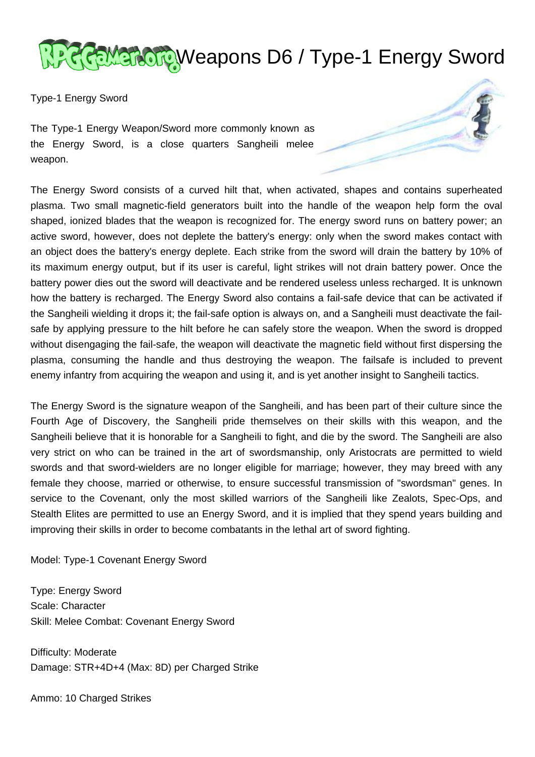# Weapons D6 / Type-1 Energy Sword

Type-1 Energy Sword

The Type-1 Energy Weapon/Sword more commonly known as the Energy Sword, is a close quarters Sangheili melee weapon.

The Energy Sword consists of a curved hilt that, when activated, shapes and contains superheated plasma. Two small magnetic-field generators built into the handle of the weapon help form the oval shaped, ionized blades that the weapon is recognized for. The energy sword runs on battery power; an active sword, however, does not deplete the battery's energy: only when the sword makes contact with an object does the battery's energy deplete. Each strike from the sword will drain the battery by 10% of its maximum energy output, but if its user is careful, light strikes will not drain battery power. Once the battery power dies out the sword will deactivate and be rendered useless unless recharged. It is unknown how the battery is recharged. The Energy Sword also contains a fail-safe device that can be activated if the Sangheili wielding it drops it; the fail-safe option is always on, and a Sangheili must deactivate the fail-safe by applying pressure to the hilt before he can safely store the weapon. When the sword is dropped without disengaging the fail-safe, the weapon will deactivate the magnetic field without first dispersing the plasma, consuming the handle and thus destroying the weapon. The failsafe is included to prevent enemy infantry from acquiring the weapon and using it, and is yet another insight to Sangheili tactics.

The Energy Sword is the signature weapon of the Sangheili, and has been part of their culture since the Fourth Age of Discovery, the Sangheili pride themselves on their skills with this weapon, and the Sangheili believe that it is honorable for a Sangheili to fight, and die by the sword. The Sangheili are also very strict on who can be trained in the art of swordsmanship, only Aristocrats are permitted to wield swords and that sword-wielders are no longer eligible for marriage; however, they may breed with any female they choose, married or otherwise, to ensure successful transmission of "swordsman" genes. In service to the Covenant, only the most skilled warriors of the Sangheili like Zealots, Spec-Ops, and Stealth Elites are permitted to use an Energy Sword, and it is implied that they spend years building and improving their skills in order to become combatants in the lethal art of sword fighting.

Model: Type-1 Covenant Energy Sword

Type: Energy Sword
Scale: Character
Skill: Melee Combat: Covenant Energy Sword

Difficulty: Moderate
Damage: STR+4D+4 (Max: 8D) per Charged Strike

Ammo: 10 Charged Strikes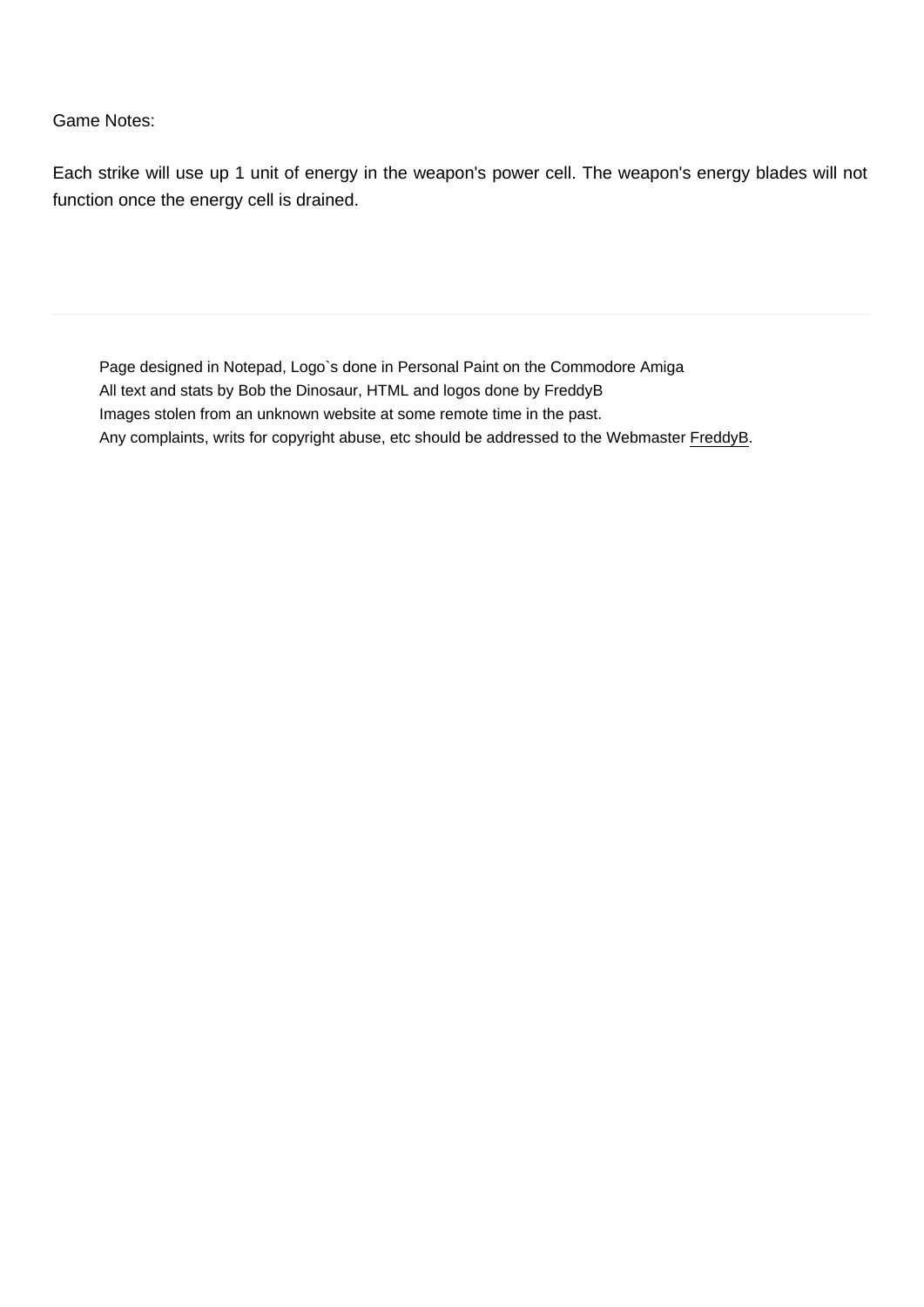Game Notes:

Each strike will use up 1 unit of energy in the weapon's power cell. The weapon's energy blades will not function once the energy cell is drained.

---

Page designed in Notepad, Logo`s done in Personal Paint on the Commodore Amiga
All text and stats by Bob the Dinosaur, HTML and logos done by FreddyB
Images stolen from an unknown website at some remote time in the past.
Any complaints, writs for copyright abuse, etc should be addressed to the Webmaster FreddyB.